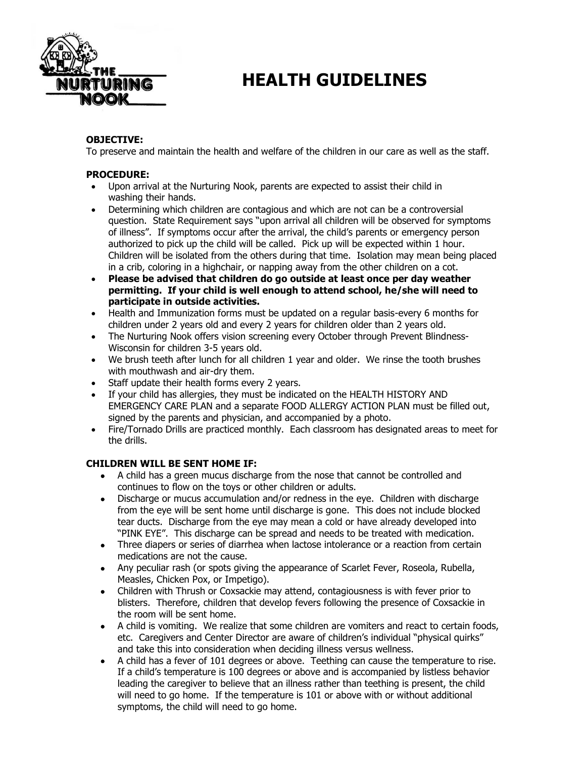# HEALTH GUIDELINES

**OBJECTIVE:**
To preserve and maintain the health and welfare of the children in our care as well as the staff.

**PROCEDURE:**

- Upon arrival at the Nurturing Nook, parents are expected to assist their child in washing their hands.
- Determining which children are contagious and which are not can be a controversial question. State Requirement says "upon arrival all children will be observed for symptoms of illness". If symptoms occur after the arrival, the child's parents or emergency person authorized to pick up the child will be called. Pick up will be expected within 1 hour. Children will be isolated from the others during that time. Isolation may mean being placed in a crib, coloring in a highchair, or napping away from the other children on a cot.
- **Please be advised that children do go outside at least once per day weather permitting. If your child is well enough to attend school, he/she will need to participate in outside activities.**
- Health and Immunization forms must be updated on a regular basis-every 6 months for children under 2 years old and every 2 years for children older than 2 years old.
- The Nurturing Nook offers vision screening every October through Prevent Blindness-Wisconsin for children 3-5 years old.
- We brush teeth after lunch for all children 1 year and older. We rinse the tooth brushes with mouthwash and air-dry them.
- Staff update their health forms every 2 years.
- If your child has allergies, they must be indicated on the HEALTH HISTORY AND EMERGENCY CARE PLAN and a separate FOOD ALLERGY ACTION PLAN must be filled out, signed by the parents and physician, and accompanied by a photo.
- Fire/Tornado Drills are practiced monthly. Each classroom has designated areas to meet for the drills.

**CHILDREN WILL BE SENT HOME IF:**

- A child has a green mucus discharge from the nose that cannot be controlled and continues to flow on the toys or other children or adults.
- Discharge or mucus accumulation and/or redness in the eye. Children with discharge from the eye will be sent home until discharge is gone. This does not include blocked tear ducts. Discharge from the eye may mean a cold or have already developed into "PINK EYE". This discharge can be spread and needs to be treated with medication.
- Three diapers or series of diarrhea when lactose intolerance or a reaction from certain medications are not the cause.
- Any peculiar rash (or spots giving the appearance of Scarlet Fever, Roseola, Rubella, Measles, Chicken Pox, or Impetigo).
- Children with Thrush or Coxsackie may attend, contagiousness is with fever prior to blisters. Therefore, children that develop fevers following the presence of Coxsackie in the room will be sent home.
- A child is vomiting. We realize that some children are vomiters and react to certain foods, etc. Caregivers and Center Director are aware of children's individual "physical quirks" and take this into consideration when deciding illness versus wellness.
- A child has a fever of 101 degrees or above. Teething can cause the temperature to rise. If a child's temperature is 100 degrees or above and is accompanied by listless behavior leading the caregiver to believe that an illness rather than teething is present, the child will need to go home. If the temperature is 101 or above with or without additional symptoms, the child will need to go home.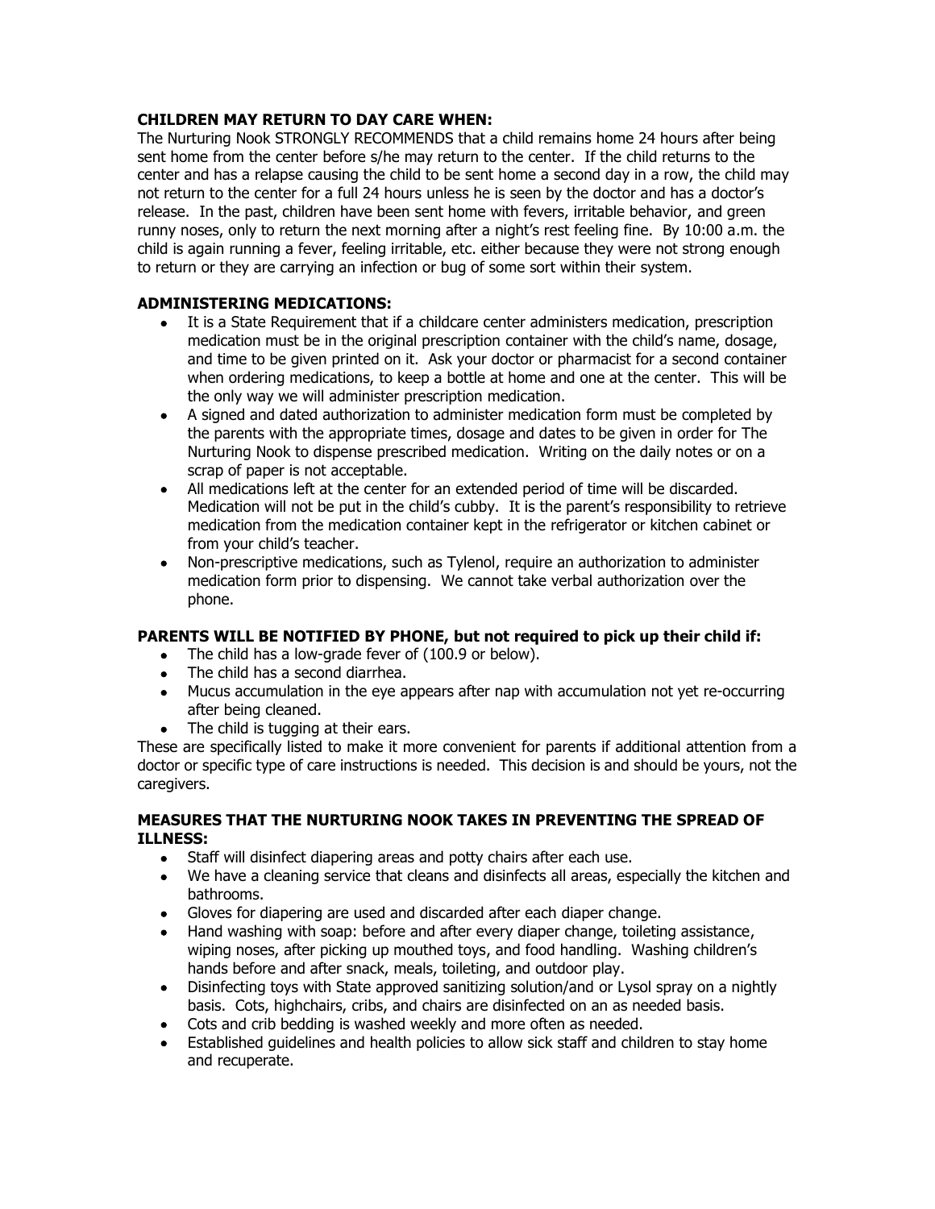**CHILDREN MAY RETURN TO DAY CARE WHEN:**

The Nurturing Nook STRONGLY RECOMMENDS that a child remains home 24 hours after being sent home from the center before s/he may return to the center. If the child returns to the center and has a relapse causing the child to be sent home a second day in a row, the child may not return to the center for a full 24 hours unless he is seen by the doctor and has a doctor's release. In the past, children have been sent home with fevers, irritable behavior, and green runny noses, only to return the next morning after a night's rest feeling fine. By 10:00 a.m. the child is again running a fever, feeling irritable, etc. either because they were not strong enough to return or they are carrying an infection or bug of some sort within their system.

**ADMINISTERING MEDICATIONS:**

- It is a State Requirement that if a childcare center administers medication, prescription medication must be in the original prescription container with the child's name, dosage, and time to be given printed on it. Ask your doctor or pharmacist for a second container when ordering medications, to keep a bottle at home and one at the center. This will be the only way we will administer prescription medication.
- A signed and dated authorization to administer medication form must be completed by the parents with the appropriate times, dosage and dates to be given in order for The Nurturing Nook to dispense prescribed medication. Writing on the daily notes or on a scrap of paper is not acceptable.
- All medications left at the center for an extended period of time will be discarded. Medication will not be put in the child's cubby. It is the parent's responsibility to retrieve medication from the medication container kept in the refrigerator or kitchen cabinet or from your child's teacher.
- Non-prescriptive medications, such as Tylenol, require an authorization to administer medication form prior to dispensing. We cannot take verbal authorization over the phone.

**PARENTS WILL BE NOTIFIED BY PHONE, but not required to pick up their child if:**

- The child has a low-grade fever of (100.9 or below).
- The child has a second diarrhea.
- Mucus accumulation in the eye appears after nap with accumulation not yet re-occurring after being cleaned.
- The child is tugging at their ears.

These are specifically listed to make it more convenient for parents if additional attention from a doctor or specific type of care instructions is needed. This decision is and should be yours, not the caregivers.

**MEASURES THAT THE NURTURING NOOK TAKES IN PREVENTING THE SPREAD OF ILLNESS:**

- Staff will disinfect diapering areas and potty chairs after each use.
- We have a cleaning service that cleans and disinfects all areas, especially the kitchen and bathrooms.
- Gloves for diapering are used and discarded after each diaper change.
- Hand washing with soap: before and after every diaper change, toileting assistance, wiping noses, after picking up mouthed toys, and food handling. Washing children's hands before and after snack, meals, toileting, and outdoor play.
- Disinfecting toys with State approved sanitizing solution/and or Lysol spray on a nightly basis. Cots, highchairs, cribs, and chairs are disinfected on an as needed basis.
- Cots and crib bedding is washed weekly and more often as needed.
- Established guidelines and health policies to allow sick staff and children to stay home and recuperate.